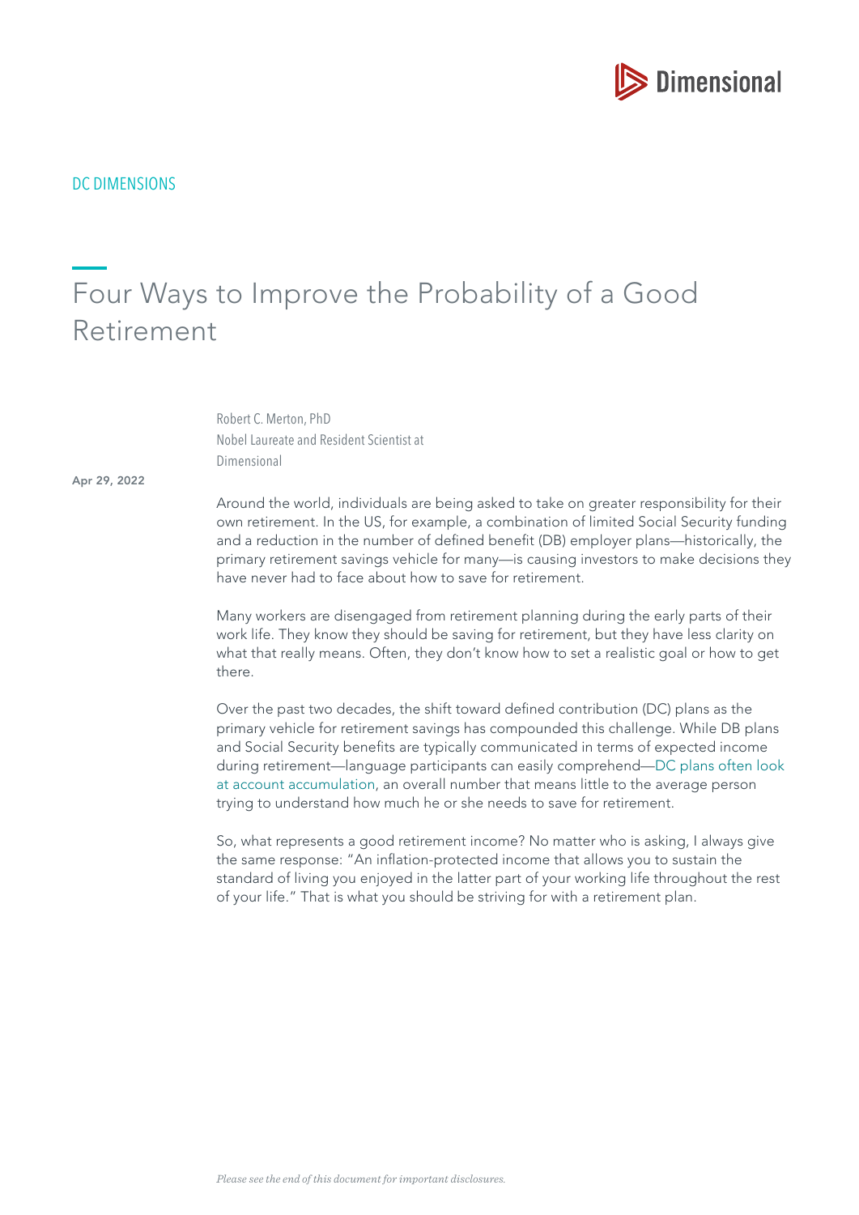DC DIMENSIONS

# Four Ways to Improve the Probability of a Good Retirement

Robert C. Merton, PhD
Nobel Laureate and Resident Scientist at Dimensional

Apr 29, 2022

Around the world, individuals are being asked to take on greater responsibility for their own retirement. In the US, for example, a combination of limited Social Security funding and a reduction in the number of defined benefit (DB) employer plans—historically, the primary retirement savings vehicle for many—is causing investors to make decisions they have never had to face about how to save for retirement.

Many workers are disengaged from retirement planning during the early parts of their work life. They know they should be saving for retirement, but they have less clarity on what that really means. Often, they don't know how to set a realistic goal or how to get there.

Over the past two decades, the shift toward defined contribution (DC) plans as the primary vehicle for retirement savings has compounded this challenge. While DB plans and Social Security benefits are typically communicated in terms of expected income during retirement—language participants can easily comprehend—DC plans often look at account accumulation, an overall number that means little to the average person trying to understand how much he or she needs to save for retirement.

So, what represents a good retirement income? No matter who is asking, I always give the same response: "An inflation-protected income that allows you to sustain the standard of living you enjoyed in the latter part of your working life throughout the rest of your life." That is what you should be striving for with a retirement plan.

*Please see the end of this document for important disclosures.*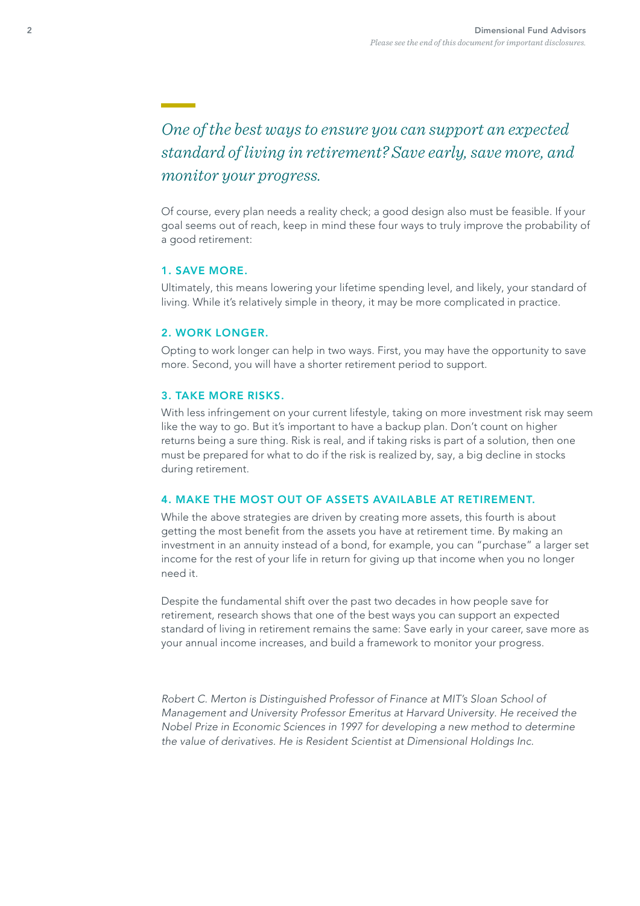*One of the best ways to ensure you can support an expected standard of living in retirement? Save early, save more, and monitor your progress.*

Of course, every plan needs a reality check; a good design also must be feasible. If your goal seems out of reach, keep in mind these four ways to truly improve the probability of a good retirement:

### 1. SAVE MORE.

Ultimately, this means lowering your lifetime spending level, and likely, your standard of living. While it's relatively simple in theory, it may be more complicated in practice.

### 2. WORK LONGER.

Opting to work longer can help in two ways. First, you may have the opportunity to save more. Second, you will have a shorter retirement period to support.

### 3. TAKE MORE RISKS.

With less infringement on your current lifestyle, taking on more investment risk may seem like the way to go. But it's important to have a backup plan. Don't count on higher returns being a sure thing. Risk is real, and if taking risks is part of a solution, then one must be prepared for what to do if the risk is realized by, say, a big decline in stocks during retirement.

### 4. MAKE THE MOST OUT OF ASSETS AVAILABLE AT RETIREMENT.

While the above strategies are driven by creating more assets, this fourth is about getting the most benefit from the assets you have at retirement time. By making an investment in an annuity instead of a bond, for example, you can "purchase" a larger set income for the rest of your life in return for giving up that income when you no longer need it.

Despite the fundamental shift over the past two decades in how people save for retirement, research shows that one of the best ways you can support an expected standard of living in retirement remains the same: Save early in your career, save more as your annual income increases, and build a framework to monitor your progress.

*Robert C. Merton is Distinguished Professor of Finance at MIT's Sloan School of Management and University Professor Emeritus at Harvard University. He received the Nobel Prize in Economic Sciences in 1997 for developing a new method to determine the value of derivatives. He is Resident Scientist at Dimensional Holdings Inc.*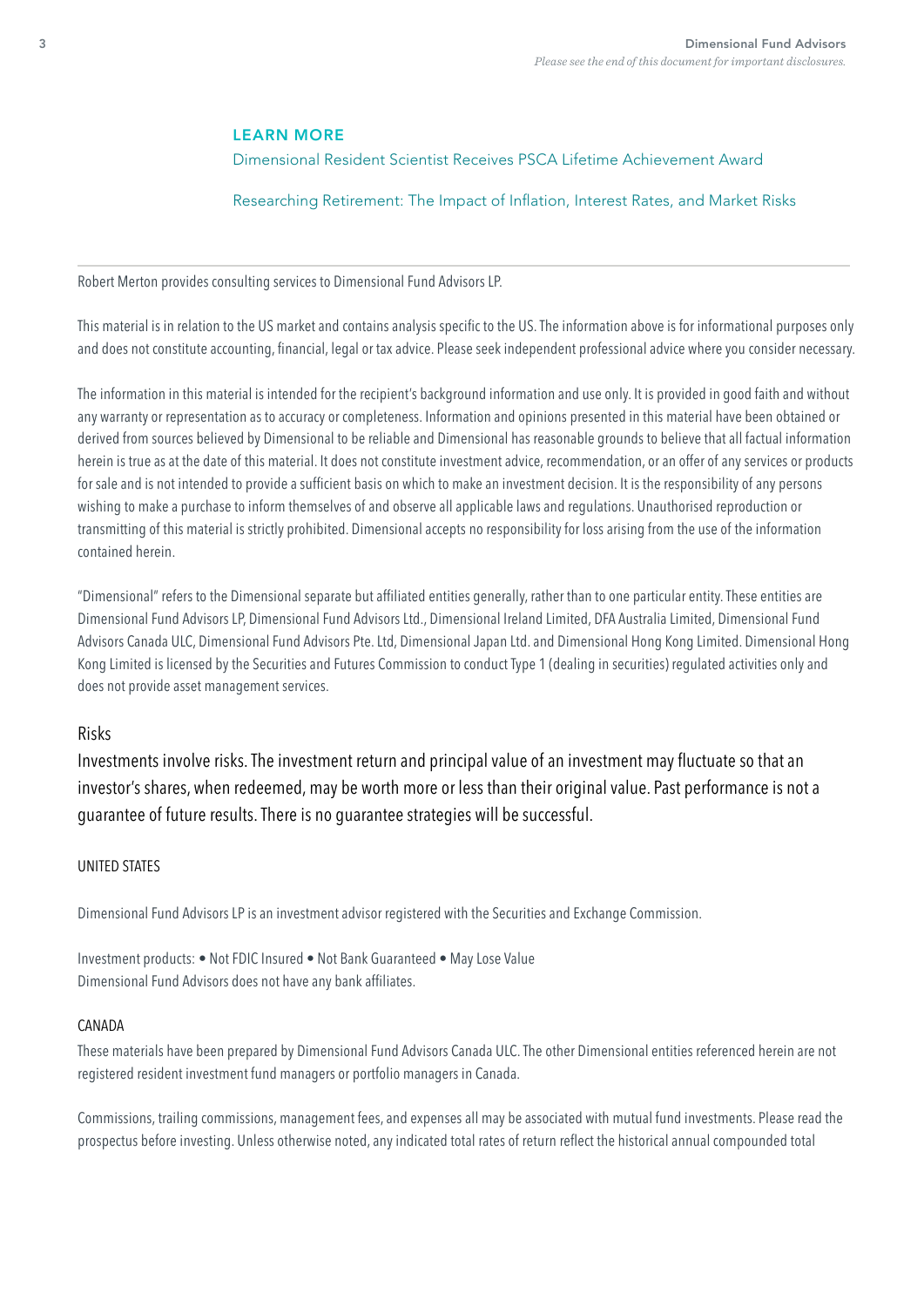## LEARN MORE

Dimensional Resident Scientist Receives PSCA Lifetime Achievement Award

Researching Retirement: The Impact of Inflation, Interest Rates, and Market Risks

---

Robert Merton provides consulting services to Dimensional Fund Advisors LP.

This material is in relation to the US market and contains analysis specific to the US. The information above is for informational purposes only and does not constitute accounting, financial, legal or tax advice. Please seek independent professional advice where you consider necessary.

The information in this material is intended for the recipient's background information and use only. It is provided in good faith and without any warranty or representation as to accuracy or completeness. Information and opinions presented in this material have been obtained or derived from sources believed by Dimensional to be reliable and Dimensional has reasonable grounds to believe that all factual information herein is true as at the date of this material. It does not constitute investment advice, recommendation, or an offer of any services or products for sale and is not intended to provide a sufficient basis on which to make an investment decision. It is the responsibility of any persons wishing to make a purchase to inform themselves of and observe all applicable laws and regulations. Unauthorised reproduction or transmitting of this material is strictly prohibited. Dimensional accepts no responsibility for loss arising from the use of the information contained herein.

"Dimensional" refers to the Dimensional separate but affiliated entities generally, rather than to one particular entity. These entities are Dimensional Fund Advisors LP, Dimensional Fund Advisors Ltd., Dimensional Ireland Limited, DFA Australia Limited, Dimensional Fund Advisors Canada ULC, Dimensional Fund Advisors Pte. Ltd, Dimensional Japan Ltd. and Dimensional Hong Kong Limited. Dimensional Hong Kong Limited is licensed by the Securities and Futures Commission to conduct Type 1 (dealing in securities) regulated activities only and does not provide asset management services.

### Risks

Investments involve risks. The investment return and principal value of an investment may fluctuate so that an investor's shares, when redeemed, may be worth more or less than their original value. Past performance is not a guarantee of future results. There is no guarantee strategies will be successful.

#### UNITED STATES

Dimensional Fund Advisors LP is an investment advisor registered with the Securities and Exchange Commission.

Investment products: • Not FDIC Insured • Not Bank Guaranteed • May Lose Value
Dimensional Fund Advisors does not have any bank affiliates.

#### CANADA

These materials have been prepared by Dimensional Fund Advisors Canada ULC. The other Dimensional entities referenced herein are not registered resident investment fund managers or portfolio managers in Canada.

Commissions, trailing commissions, management fees, and expenses all may be associated with mutual fund investments. Please read the prospectus before investing. Unless otherwise noted, any indicated total rates of return reflect the historical annual compounded total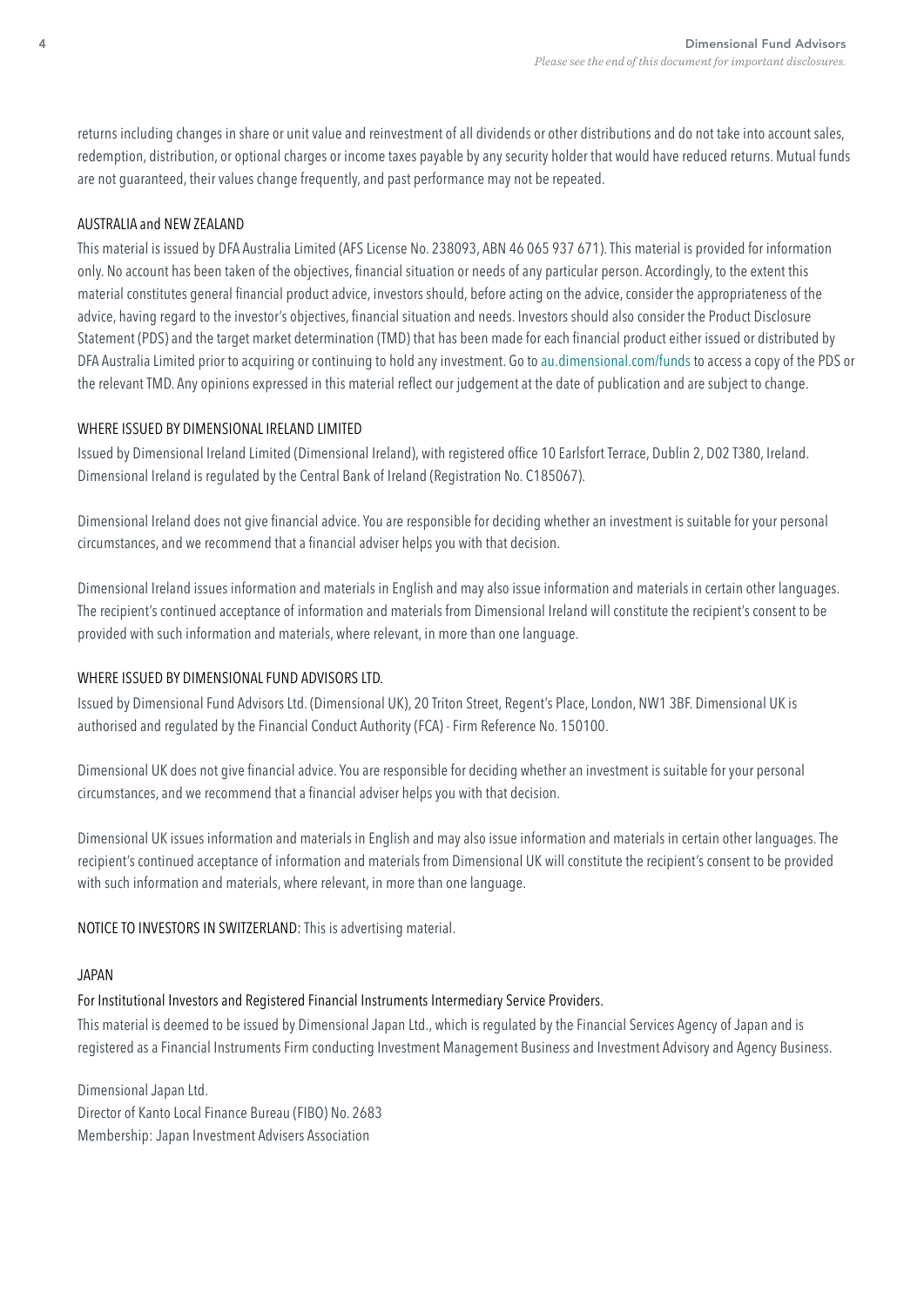returns including changes in share or unit value and reinvestment of all dividends or other distributions and do not take into account sales, redemption, distribution, or optional charges or income taxes payable by any security holder that would have reduced returns. Mutual funds are not guaranteed, their values change frequently, and past performance may not be repeated.

AUSTRALIA and NEW ZEALAND

This material is issued by DFA Australia Limited (AFS License No. 238093, ABN 46 065 937 671). This material is provided for information only. No account has been taken of the objectives, financial situation or needs of any particular person. Accordingly, to the extent this material constitutes general financial product advice, investors should, before acting on the advice, consider the appropriateness of the advice, having regard to the investor's objectives, financial situation and needs. Investors should also consider the Product Disclosure Statement (PDS) and the target market determination (TMD) that has been made for each financial product either issued or distributed by DFA Australia Limited prior to acquiring or continuing to hold any investment. Go to au.dimensional.com/funds to access a copy of the PDS or the relevant TMD. Any opinions expressed in this material reflect our judgement at the date of publication and are subject to change.

WHERE ISSUED BY DIMENSIONAL IRELAND LIMITED

Issued by Dimensional Ireland Limited (Dimensional Ireland), with registered office 10 Earlsfort Terrace, Dublin 2, D02 T380, Ireland. Dimensional Ireland is regulated by the Central Bank of Ireland (Registration No. C185067).

Dimensional Ireland does not give financial advice. You are responsible for deciding whether an investment is suitable for your personal circumstances, and we recommend that a financial adviser helps you with that decision.

Dimensional Ireland issues information and materials in English and may also issue information and materials in certain other languages. The recipient's continued acceptance of information and materials from Dimensional Ireland will constitute the recipient's consent to be provided with such information and materials, where relevant, in more than one language.

WHERE ISSUED BY DIMENSIONAL FUND ADVISORS LTD.

Issued by Dimensional Fund Advisors Ltd. (Dimensional UK), 20 Triton Street, Regent's Place, London, NW1 3BF. Dimensional UK is authorised and regulated by the Financial Conduct Authority (FCA) - Firm Reference No. 150100.

Dimensional UK does not give financial advice. You are responsible for deciding whether an investment is suitable for your personal circumstances, and we recommend that a financial adviser helps you with that decision.

Dimensional UK issues information and materials in English and may also issue information and materials in certain other languages. The recipient's continued acceptance of information and materials from Dimensional UK will constitute the recipient's consent to be provided with such information and materials, where relevant, in more than one language.

NOTICE TO INVESTORS IN SWITZERLAND: This is advertising material.

JAPAN

For Institutional Investors and Registered Financial Instruments Intermediary Service Providers.

This material is deemed to be issued by Dimensional Japan Ltd., which is regulated by the Financial Services Agency of Japan and is registered as a Financial Instruments Firm conducting Investment Management Business and Investment Advisory and Agency Business.

Dimensional Japan Ltd.  
Director of Kanto Local Finance Bureau (FIBO) No. 2683  
Membership: Japan Investment Advisers Association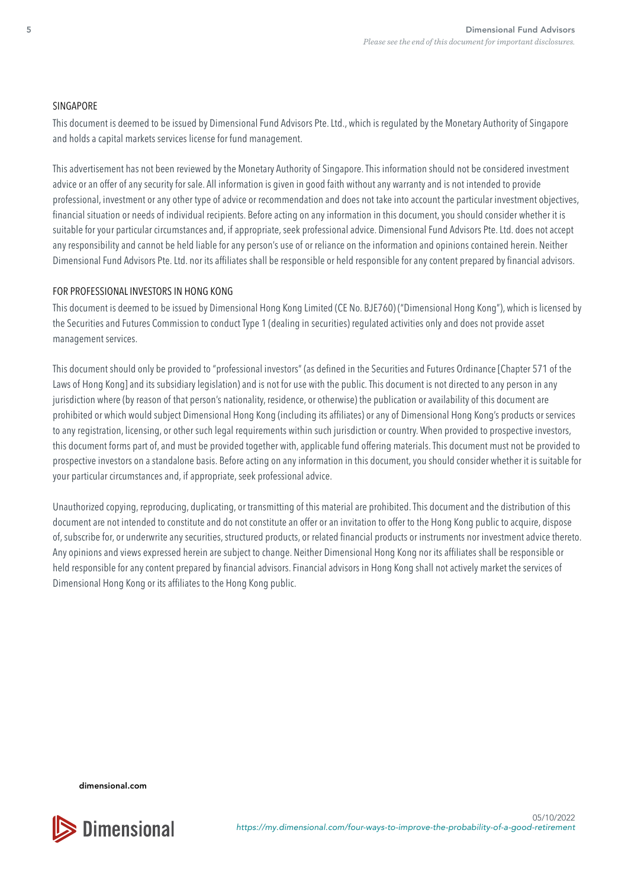## SINGAPORE

This document is deemed to be issued by Dimensional Fund Advisors Pte. Ltd., which is regulated by the Monetary Authority of Singapore and holds a capital markets services license for fund management.

This advertisement has not been reviewed by the Monetary Authority of Singapore. This information should not be considered investment advice or an offer of any security for sale. All information is given in good faith without any warranty and is not intended to provide professional, investment or any other type of advice or recommendation and does not take into account the particular investment objectives, financial situation or needs of individual recipients. Before acting on any information in this document, you should consider whether it is suitable for your particular circumstances and, if appropriate, seek professional advice. Dimensional Fund Advisors Pte. Ltd. does not accept any responsibility and cannot be held liable for any person's use of or reliance on the information and opinions contained herein. Neither Dimensional Fund Advisors Pte. Ltd. nor its affiliates shall be responsible or held responsible for any content prepared by financial advisors.

## FOR PROFESSIONAL INVESTORS IN HONG KONG

This document is deemed to be issued by Dimensional Hong Kong Limited (CE No. BJE760) ("Dimensional Hong Kong"), which is licensed by the Securities and Futures Commission to conduct Type 1 (dealing in securities) regulated activities only and does not provide asset management services.

This document should only be provided to "professional investors" (as defined in the Securities and Futures Ordinance [Chapter 571 of the Laws of Hong Kong] and its subsidiary legislation) and is not for use with the public. This document is not directed to any person in any jurisdiction where (by reason of that person's nationality, residence, or otherwise) the publication or availability of this document are prohibited or which would subject Dimensional Hong Kong (including its affiliates) or any of Dimensional Hong Kong's products or services to any registration, licensing, or other such legal requirements within such jurisdiction or country. When provided to prospective investors, this document forms part of, and must be provided together with, applicable fund offering materials. This document must not be provided to prospective investors on a standalone basis. Before acting on any information in this document, you should consider whether it is suitable for your particular circumstances and, if appropriate, seek professional advice.

Unauthorized copying, reproducing, duplicating, or transmitting of this material are prohibited. This document and the distribution of this document are not intended to constitute and do not constitute an offer or an invitation to offer to the Hong Kong public to acquire, dispose of, subscribe for, or underwrite any securities, structured products, or related financial products or instruments nor investment advice thereto. Any opinions and views expressed herein are subject to change. Neither Dimensional Hong Kong nor its affiliates shall be responsible or held responsible for any content prepared by financial advisors. Financial advisors in Hong Kong shall not actively market the services of Dimensional Hong Kong or its affiliates to the Hong Kong public.

dimensional.com

Dimensional

05/10/2022
https://my.dimensional.com/four-ways-to-improve-the-probability-of-a-good-retirement